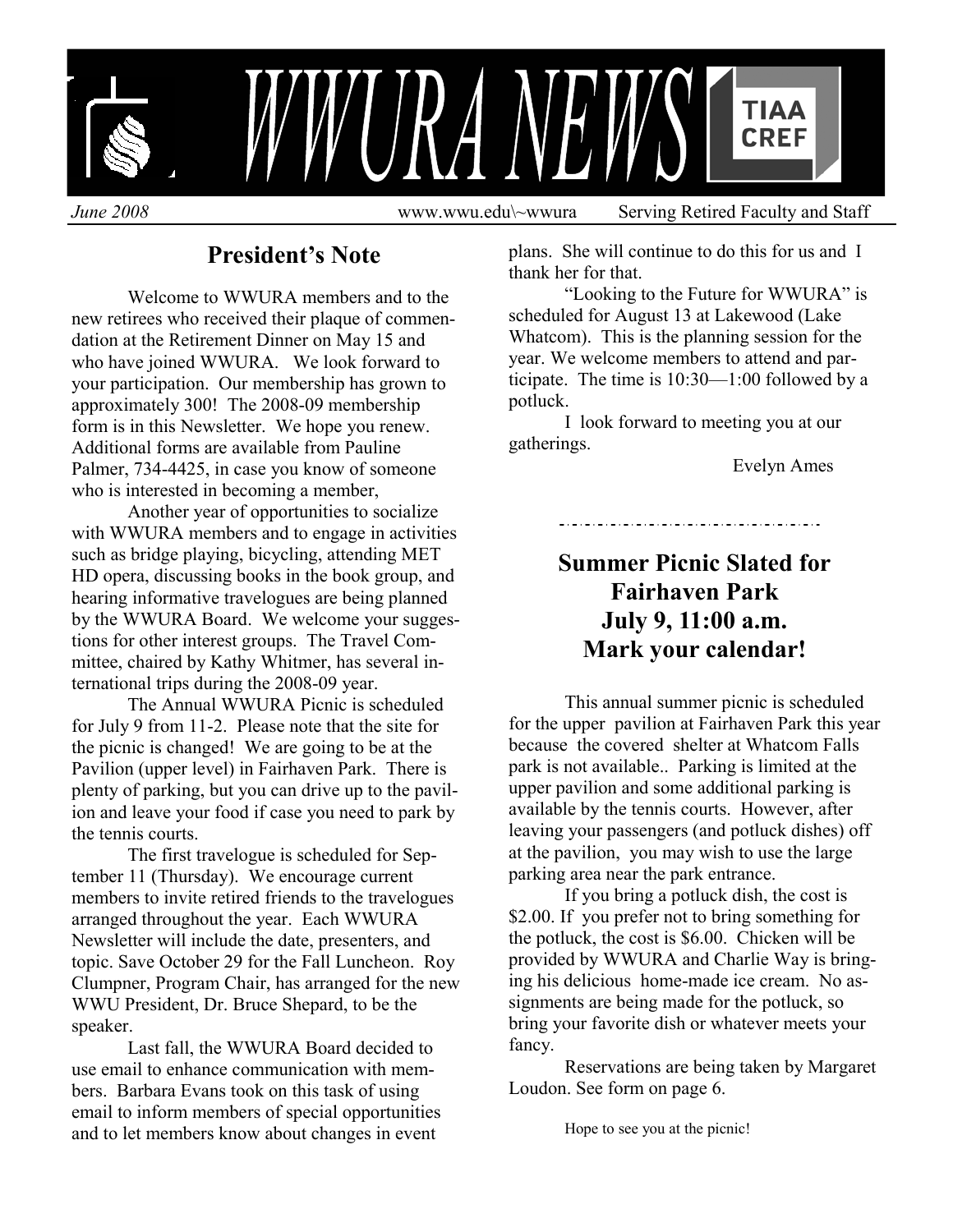# WWURA NEWS

*June 2008* www.wwu.edu\~wwura Serving Retired Faculty and Staff

## President's Note

Welcome to WWURA members and to the new retirees who received their plaque of commendation at the Retirement Dinner on May 15 and who have joined WWURA. We look forward to your participation. Our membership has grown to approximately 300! The 2008-09 membership form is in this Newsletter. We hope you renew. Additional forms are available from Pauline Palmer, 734-4425, in case you know of someone who is interested in becoming a member,

Another year of opportunities to socialize with WWURA members and to engage in activities such as bridge playing, bicycling, attending MET HD opera, discussing books in the book group, and hearing informative travelogues are being planned by the WWURA Board. We welcome your suggestions for other interest groups. The Travel Committee, chaired by Kathy Whitmer, has several international trips during the 2008-09 year.

The Annual WWURA Picnic is scheduled for July 9 from 11-2. Please note that the site for the picnic is changed! We are going to be at the Pavilion (upper level) in Fairhaven Park. There is plenty of parking, but you can drive up to the pavilion and leave your food if case you need to park by the tennis courts.

The first travelogue is scheduled for September 11 (Thursday). We encourage current members to invite retired friends to the travelogues arranged throughout the year. Each WWURA Newsletter will include the date, presenters, and topic. Save October 29 for the Fall Luncheon. Roy Clumpner, Program Chair, has arranged for the new WWU President, Dr. Bruce Shepard, to be the speaker.

Last fall, the WWURA Board decided to use email to enhance communication with members. Barbara Evans took on this task of using email to inform members of special opportunities and to let members know about changes in event plans. She will continue to do this for us and I thank her for that.

"Looking to the Future for WWURA" is scheduled for August 13 at Lakewood (Lake Whatcom). This is the planning session for the year. We welcome members to attend and participate. The time is 10:30—1:00 followed by a potluck.

I look forward to meeting you at our gatherings.

Evelyn Ames

## Summer Picnic Slated for Fairhaven Park July 9, 11:00 a.m. Mark your calendar!

This annual summer picnic is scheduled for the upper pavilion at Fairhaven Park this year because the covered shelter at Whatcom Falls park is not available.. Parking is limited at the upper pavilion and some additional parking is available by the tennis courts. However, after leaving your passengers (and potluck dishes) off at the pavilion, you may wish to use the large parking area near the park entrance.

If you bring a potluck dish, the cost is $2.00. If you prefer not to bring something for the potluck, the cost is $6.00. Chicken will be provided by WWURA and Charlie Way is bringing his delicious home-made ice cream. No assignments are being made for the potluck, so bring your favorite dish or whatever meets your fancy.

Reservations are being taken by Margaret Loudon. See form on page 6.

Hope to see you at the picnic!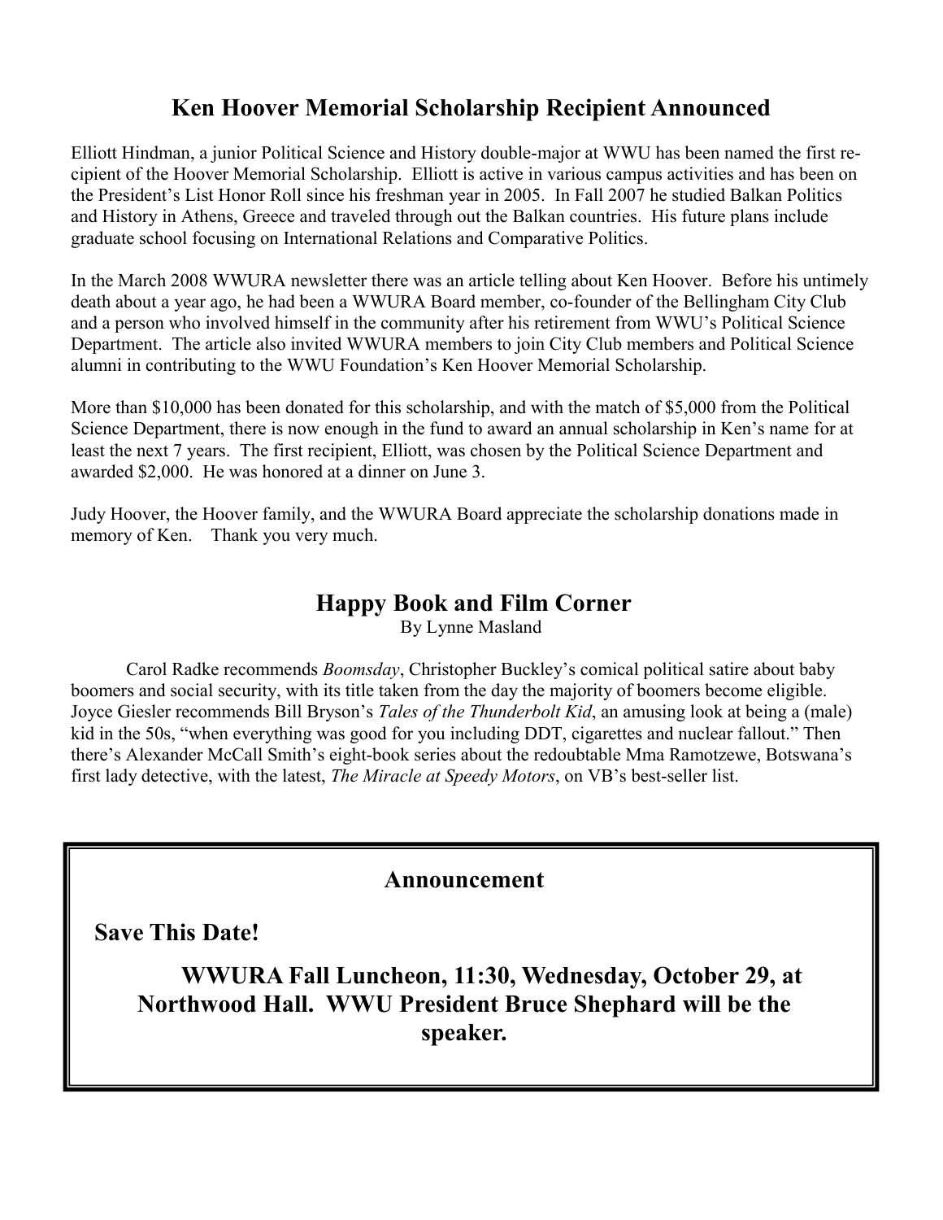## Ken Hoover Memorial Scholarship Recipient Announced

Elliott Hindman, a junior Political Science and History double-major at WWU has been named the first recipient of the Hoover Memorial Scholarship. Elliott is active in various campus activities and has been on the President's List Honor Roll since his freshman year in 2005. In Fall 2007 he studied Balkan Politics and History in Athens, Greece and traveled through out the Balkan countries. His future plans include graduate school focusing on International Relations and Comparative Politics.

In the March 2008 WWURA newsletter there was an article telling about Ken Hoover. Before his untimely death about a year ago, he had been a WWURA Board member, co-founder of the Bellingham City Club and a person who involved himself in the community after his retirement from WWU's Political Science Department. The article also invited WWURA members to join City Club members and Political Science alumni in contributing to the WWU Foundation's Ken Hoover Memorial Scholarship.

More than $10,000 has been donated for this scholarship, and with the match of $5,000 from the Political Science Department, there is now enough in the fund to award an annual scholarship in Ken's name for at least the next 7 years. The first recipient, Elliott, was chosen by the Political Science Department and awarded $2,000. He was honored at a dinner on June 3.

Judy Hoover, the Hoover family, and the WWURA Board appreciate the scholarship donations made in memory of Ken. Thank you very much.

## Happy Book and Film Corner

By Lynne Masland

Carol Radke recommends *Boomsday*, Christopher Buckley's comical political satire about baby boomers and social security, with its title taken from the day the majority of boomers become eligible. Joyce Giesler recommends Bill Bryson's *Tales of the Thunderbolt Kid*, an amusing look at being a (male) kid in the 50s, "when everything was good for you including DDT, cigarettes and nuclear fallout." Then there's Alexander McCall Smith's eight-book series about the redoubtable Mma Ramotzewe, Botswana's first lady detective, with the latest, *The Miracle at Speedy Motors*, on VB's best-seller list.

### Announcement

**Save This Date!**

**WWURA Fall Luncheon, 11:30, Wednesday, October 29, at Northwood Hall. WWU President Bruce Shephard will be the speaker.**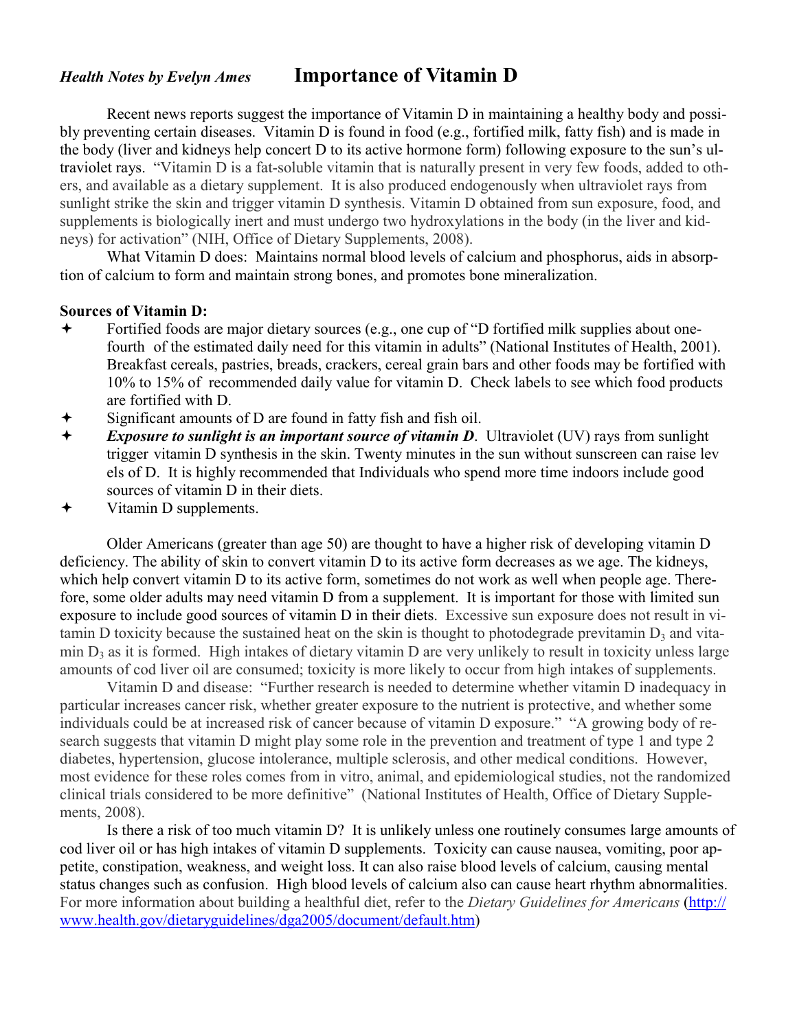*Health Notes by Evelyn Ames*

# Importance of Vitamin D

Recent news reports suggest the importance of Vitamin D in maintaining a healthy body and possibly preventing certain diseases. Vitamin D is found in food (e.g., fortified milk, fatty fish) and is made in the body (liver and kidneys help concert D to its active hormone form) following exposure to the sun's ultraviolet rays. "Vitamin D is a fat-soluble vitamin that is naturally present in very few foods, added to others, and available as a dietary supplement. It is also produced endogenously when ultraviolet rays from sunlight strike the skin and trigger vitamin D synthesis. Vitamin D obtained from sun exposure, food, and supplements is biologically inert and must undergo two hydroxylations in the body (in the liver and kidneys) for activation" (NIH, Office of Dietary Supplements, 2008).

What Vitamin D does: Maintains normal blood levels of calcium and phosphorus, aids in absorption of calcium to form and maintain strong bones, and promotes bone mineralization.

**Sources of Vitamin D:**

- Fortified foods are major dietary sources (e.g., one cup of "D fortified milk supplies about one-fourth of the estimated daily need for this vitamin in adults" (National Institutes of Health, 2001). Breakfast cereals, pastries, breads, crackers, cereal grain bars and other foods may be fortified with 10% to 15% of recommended daily value for vitamin D. Check labels to see which food products are fortified with D.
- Significant amounts of D are found in fatty fish and fish oil.
- ***Exposure to sunlight is an important source of vitamin D***. Ultraviolet (UV) rays from sunlight trigger vitamin D synthesis in the skin. Twenty minutes in the sun without sunscreen can raise lev els of D. It is highly recommended that Individuals who spend more time indoors include good sources of vitamin D in their diets.
- Vitamin D supplements.

Older Americans (greater than age 50) are thought to have a higher risk of developing vitamin D deficiency. The ability of skin to convert vitamin D to its active form decreases as we age. The kidneys, which help convert vitamin D to its active form, sometimes do not work as well when people age. Therefore, some older adults may need vitamin D from a supplement. It is important for those with limited sun exposure to include good sources of vitamin D in their diets. Excessive sun exposure does not result in vitamin D toxicity because the sustained heat on the skin is thought to photodegrade previtamin $D_3$ and vitamin $D_3$ as it is formed. High intakes of dietary vitamin D are very unlikely to result in toxicity unless large amounts of cod liver oil are consumed; toxicity is more likely to occur from high intakes of supplements.

Vitamin D and disease: "Further research is needed to determine whether vitamin D inadequacy in particular increases cancer risk, whether greater exposure to the nutrient is protective, and whether some individuals could be at increased risk of cancer because of vitamin D exposure." "A growing body of research suggests that vitamin D might play some role in the prevention and treatment of type 1 and type 2 diabetes, hypertension, glucose intolerance, multiple sclerosis, and other medical conditions. However, most evidence for these roles comes from in vitro, animal, and epidemiological studies, not the randomized clinical trials considered to be more definitive" (National Institutes of Health, Office of Dietary Supplements, 2008).

Is there a risk of too much vitamin D? It is unlikely unless one routinely consumes large amounts of cod liver oil or has high intakes of vitamin D supplements. Toxicity can cause nausea, vomiting, poor appetite, constipation, weakness, and weight loss. It can also raise blood levels of calcium, causing mental status changes such as confusion. High blood levels of calcium also can cause heart rhythm abnormalities. For more information about building a healthful diet, refer to the *Dietary Guidelines for Americans* (http://www.health.gov/dietaryguidelines/dga2005/document/default.htm)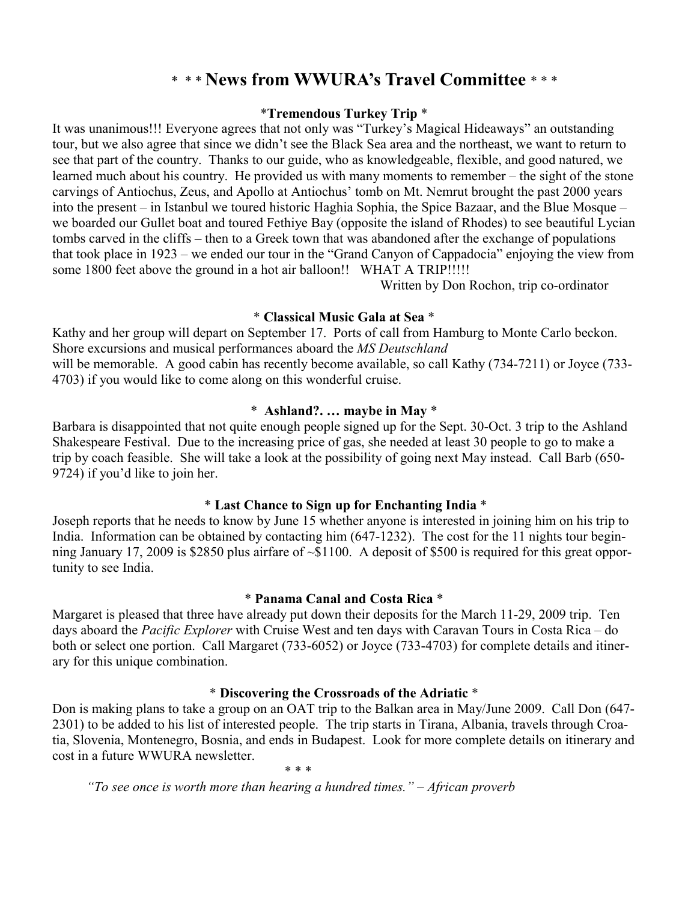# * * * News from WWURA's Travel Committee * * *

### *Tremendous Turkey Trip *

It was unanimous!!! Everyone agrees that not only was "Turkey's Magical Hideaways" an outstanding tour, but we also agree that since we didn't see the Black Sea area and the northeast, we want to return to see that part of the country. Thanks to our guide, who as knowledgeable, flexible, and good natured, we learned much about his country. He provided us with many moments to remember – the sight of the stone carvings of Antiochus, Zeus, and Apollo at Antiochus' tomb on Mt. Nemrut brought the past 2000 years into the present – in Istanbul we toured historic Haghia Sophia, the Spice Bazaar, and the Blue Mosque – we boarded our Gullet boat and toured Fethiye Bay (opposite the island of Rhodes) to see beautiful Lycian tombs carved in the cliffs – then to a Greek town that was abandoned after the exchange of populations that took place in 1923 – we ended our tour in the "Grand Canyon of Cappadocia" enjoying the view from some 1800 feet above the ground in a hot air balloon!! WHAT A TRIP!!!!!

Written by Don Rochon, trip co-ordinator

### * Classical Music Gala at Sea *

Kathy and her group will depart on September 17. Ports of call from Hamburg to Monte Carlo beckon. Shore excursions and musical performances aboard the *MS Deutschland* will be memorable. A good cabin has recently become available, so call Kathy (734-7211) or Joyce (733-4703) if you would like to come along on this wonderful cruise.

### * Ashland?. … maybe in May *

Barbara is disappointed that not quite enough people signed up for the Sept. 30-Oct. 3 trip to the Ashland Shakespeare Festival. Due to the increasing price of gas, she needed at least 30 people to go to make a trip by coach feasible. She will take a look at the possibility of going next May instead. Call Barb (650-9724) if you'd like to join her.

### * Last Chance to Sign up for Enchanting India *

Joseph reports that he needs to know by June 15 whether anyone is interested in joining him on his trip to India. Information can be obtained by contacting him (647-1232). The cost for the 11 nights tour beginning January 17, 2009 is $2850 plus airfare of ~$1100. A deposit of $500 is required for this great opportunity to see India.

### * Panama Canal and Costa Rica *

Margaret is pleased that three have already put down their deposits for the March 11-29, 2009 trip. Ten days aboard the *Pacific Explorer* with Cruise West and ten days with Caravan Tours in Costa Rica – do both or select one portion. Call Margaret (733-6052) or Joyce (733-4703) for complete details and itinerary for this unique combination.

### * Discovering the Crossroads of the Adriatic *

Don is making plans to take a group on an OAT trip to the Balkan area in May/June 2009. Call Don (647-2301) to be added to his list of interested people. The trip starts in Tirana, Albania, travels through Croatia, Slovenia, Montenegro, Bosnia, and ends in Budapest. Look for more complete details on itinerary and cost in a future WWURA newsletter.

* * *

*"To see once is worth more than hearing a hundred times." – African proverb*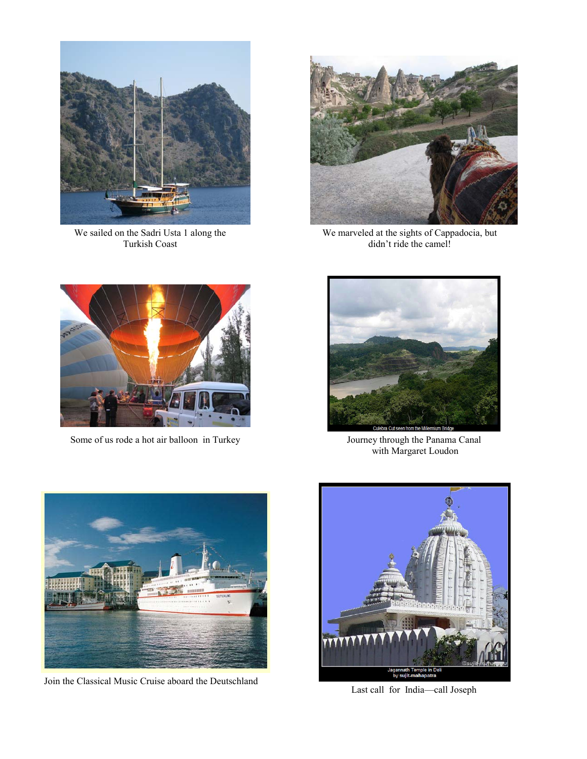We sailed on the Sadri Usta 1 along the Turkish Coast

We marveled at the sights of Cappadocia, but didn't ride the camel!

Some of us rode a hot air balloon in Turkey

Culebra Cut seen from the Millennium Bridge

Journey through the Panama Canal with Margaret Loudon

Join the Classical Music Cruise aboard the Deutschland

Jagannath Temple in Deli by sujit-mahapatra

Last call for India—call Joseph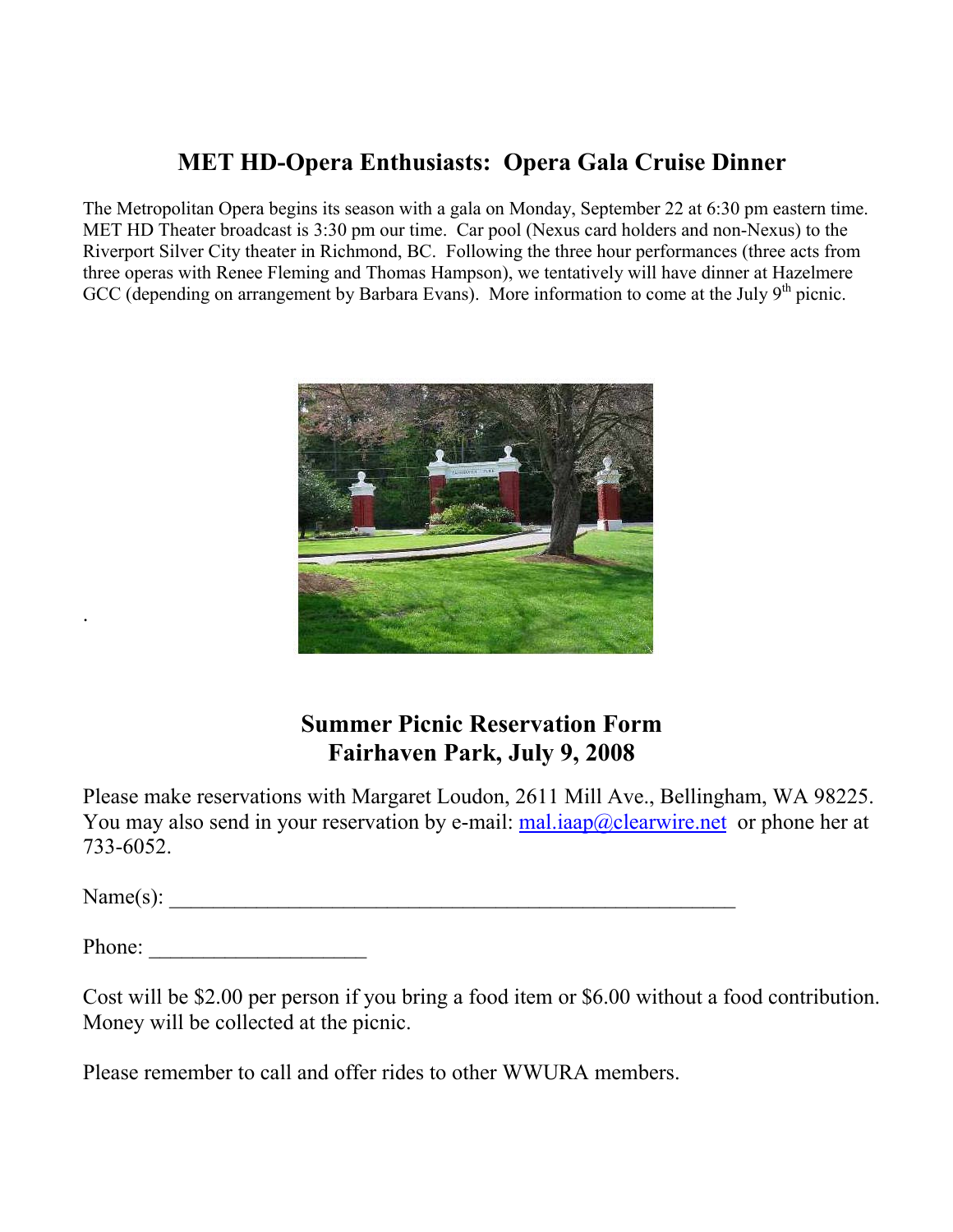## MET HD-Opera Enthusiasts: Opera Gala Cruise Dinner

The Metropolitan Opera begins its season with a gala on Monday, September 22 at 6:30 pm eastern time. MET HD Theater broadcast is 3:30 pm our time. Car pool (Nexus card holders and non-Nexus) to the Riverport Silver City theater in Richmond, BC. Following the three hour performances (three acts from three operas with Renee Fleming and Thomas Hampson), we tentatively will have dinner at Hazelmere GCC (depending on arrangement by Barbara Evans). More information to come at the July 9th picnic.

## Summer Picnic Reservation Form
## Fairhaven Park, July 9, 2008

Please make reservations with Margaret Loudon, 2611 Mill Ave., Bellingham, WA 98225. You may also send in your reservation by e-mail: mal.iaap@clearwire.net or phone her at 733-6052.

Name(s): ______________________________________________________

Phone: ____________________

Cost will be $2.00 per person if you bring a food item or $6.00 without a food contribution. Money will be collected at the picnic.

Please remember to call and offer rides to other WWURA members.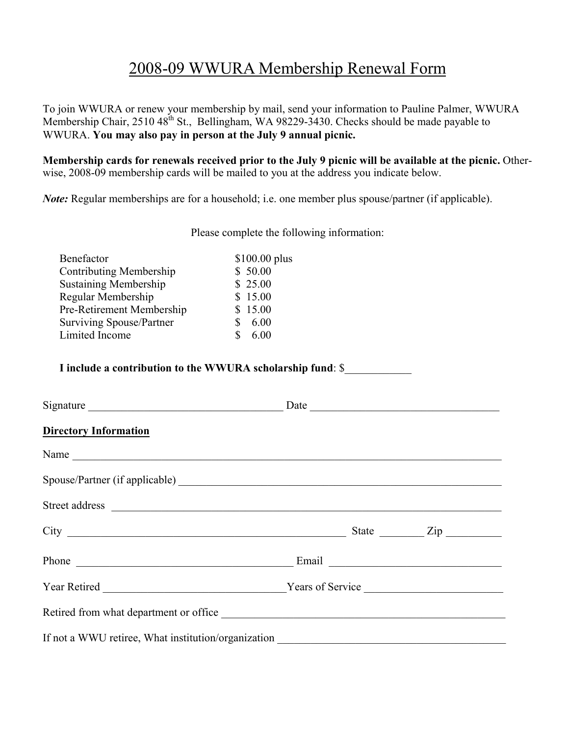# 2008-09 WWURA Membership Renewal Form

To join WWURA or renew your membership by mail, send your information to Pauline Palmer, WWURA Membership Chair, 2510 48th St., Bellingham, WA 98229-3430. Checks should be made payable to WWURA. **You may also pay in person at the July 9 annual picnic.**

**Membership cards for renewals received prior to the July 9 picnic will be available at the picnic.** Otherwise, 2008-09 membership cards will be mailed to you at the address you indicate below.

***Note:*** Regular memberships are for a household; i.e. one member plus spouse/partner (if applicable).

Please complete the following information:

| | |
|---|---|
| Benefactor | $100.00 plus |
| Contributing Membership | $ 50.00 |
| Sustaining Membership | $ 25.00 |
| Regular Membership | $ 15.00 |
| Pre-Retirement Membership | $ 15.00 |
| Surviving Spouse/Partner | $ 6.00 |
| Limited Income | $ 6.00 |

**I include a contribution to the WWURA scholarship fund**: $____________

Signature ___________________________________ Date __________________________________

**Directory Information**

Name ______________________________________________________________________________

Spouse/Partner (if applicable) ______________________________________________________________

Street address _________________________________________________________________________

City ___________________________________________________ State ________ Zip __________

Phone _______________________________________ Email _______________________________

Year Retired __________________________________ Years of Service _________________________

Retired from what department or office ______________________________________________________

If not a WWU retiree, What institution/organization ___________________________________________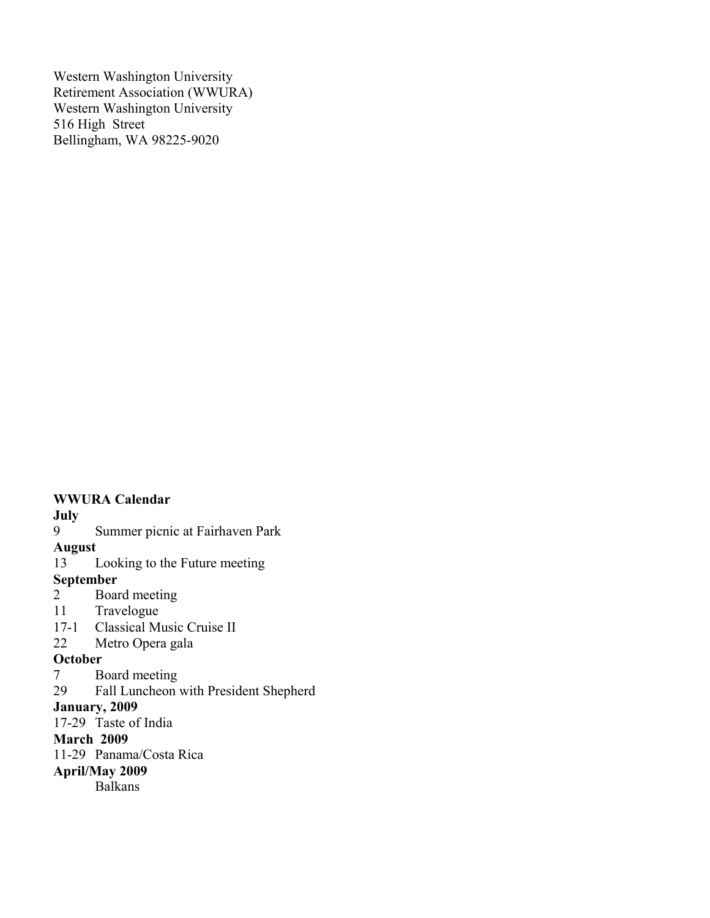Western Washington University
Retirement Association (WWURA)
Western Washington University
516 High Street
Bellingham, WA 98225-9020

**WWURA Calendar**

**July**

9 Summer picnic at Fairhaven Park

**August**

13 Looking to the Future meeting

**September**

2 Board meeting
11 Travelogue
17-1 Classical Music Cruise II
22 Metro Opera gala

**October**

7 Board meeting
29 Fall Luncheon with President Shepherd

**January, 2009**

17-29 Taste of India

**March 2009**

11-29 Panama/Costa Rica

**April/May 2009**

Balkans